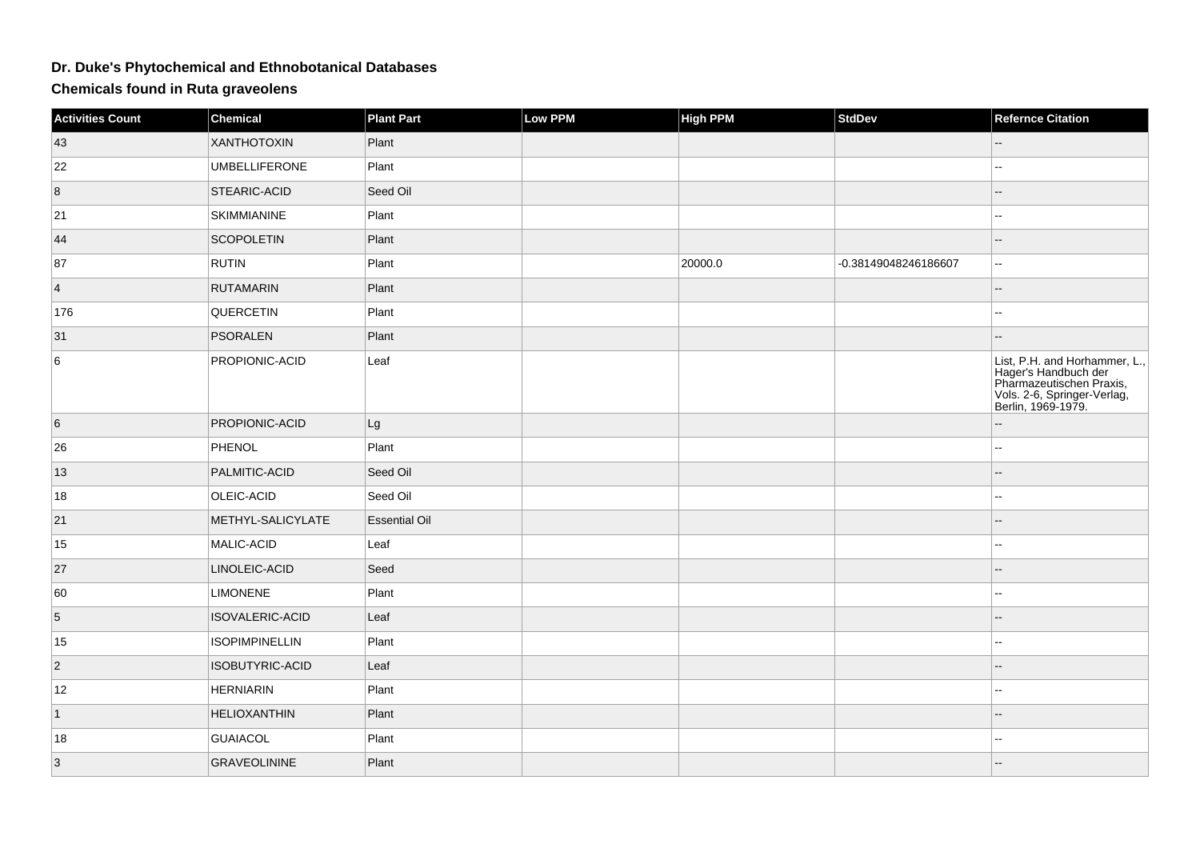# Dr. Duke's Phytochemical and Ethnobotanical Databases

## Chemicals found in Ruta graveolens

| Activities Count | Chemical | Plant Part | Low PPM | High PPM | StdDev | Refernce Citation |
|---|---|---|---|---|---|---|
| 43 | XANTHOTOXIN | Plant | | | | -- |
| 22 | UMBELLIFERONE | Plant | | | | -- |
| 8 | STEARIC-ACID | Seed Oil | | | | -- |
| 21 | SKIMMIANINE | Plant | | | | -- |
| 44 | SCOPOLETIN | Plant | | | | -- |
| 87 | RUTIN | Plant | | 20000.0 | -0.38149048246186607 | -- |
| 4 | RUTAMARIN | Plant | | | | -- |
| 176 | QUERCETIN | Plant | | | | -- |
| 31 | PSORALEN | Plant | | | | -- |
| 6 | PROPIONIC-ACID | Leaf | | | | List, P.H. and Horhammer, L., Hager's Handbuch der Pharmazeutischen Praxis, Vols. 2-6, Springer-Verlag, Berlin, 1969-1979. |
| 6 | PROPIONIC-ACID | Lg | | | | -- |
| 26 | PHENOL | Plant | | | | -- |
| 13 | PALMITIC-ACID | Seed Oil | | | | -- |
| 18 | OLEIC-ACID | Seed Oil | | | | -- |
| 21 | METHYL-SALICYLATE | Essential Oil | | | | -- |
| 15 | MALIC-ACID | Leaf | | | | -- |
| 27 | LINOLEIC-ACID | Seed | | | | -- |
| 60 | LIMONENE | Plant | | | | -- |
| 5 | ISOVALERIC-ACID | Leaf | | | | -- |
| 15 | ISOPIMPINELLIN | Plant | | | | -- |
| 2 | ISOBUTYRIC-ACID | Leaf | | | | -- |
| 12 | HERNIARIN | Plant | | | | -- |
| 1 | HELIOXANTHIN | Plant | | | | -- |
| 18 | GUAIACOL | Plant | | | | -- |
| 3 | GRAVEOLININE | Plant | | | | -- |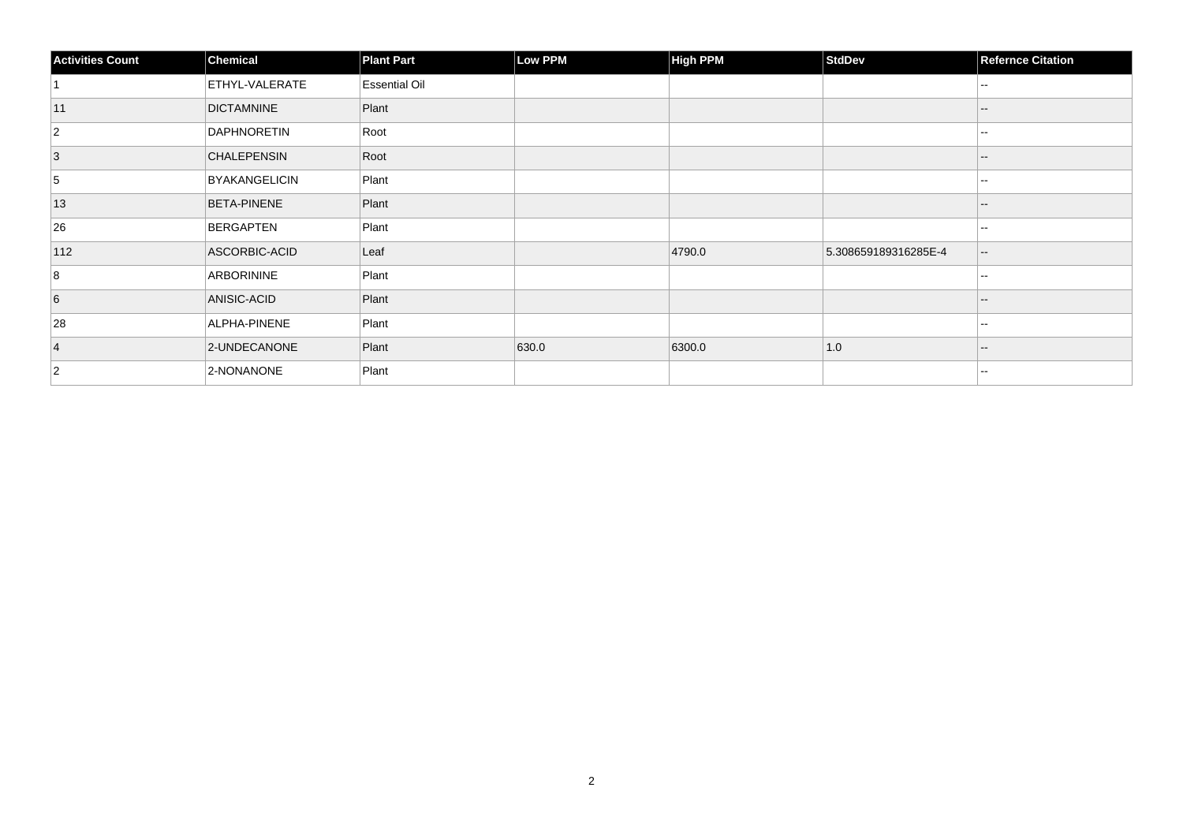| Activities Count | Chemical | Plant Part | Low PPM | High PPM | StdDev | Refernce Citation |
|---|---|---|---|---|---|---|
| 1 | ETHYL-VALERATE | Essential Oil | | | | -- |
| 11 | DICTAMNINE | Plant | | | | -- |
| 2 | DAPHNORETIN | Root | | | | -- |
| 3 | CHALEPENSIN | Root | | | | -- |
| 5 | BYAKANGELICIN | Plant | | | | -- |
| 13 | BETA-PINENE | Plant | | | | -- |
| 26 | BERGAPTEN | Plant | | | | -- |
| 112 | ASCORBIC-ACID | Leaf | | 4790.0 | 5.308659189316285E-4 | -- |
| 8 | ARBORININE | Plant | | | | -- |
| 6 | ANISIC-ACID | Plant | | | | -- |
| 28 | ALPHA-PINENE | Plant | | | | -- |
| 4 | 2-UNDECANONE | Plant | 630.0 | 6300.0 | 1.0 | -- |
| 2 | 2-NONANONE | Plant | | | | -- |